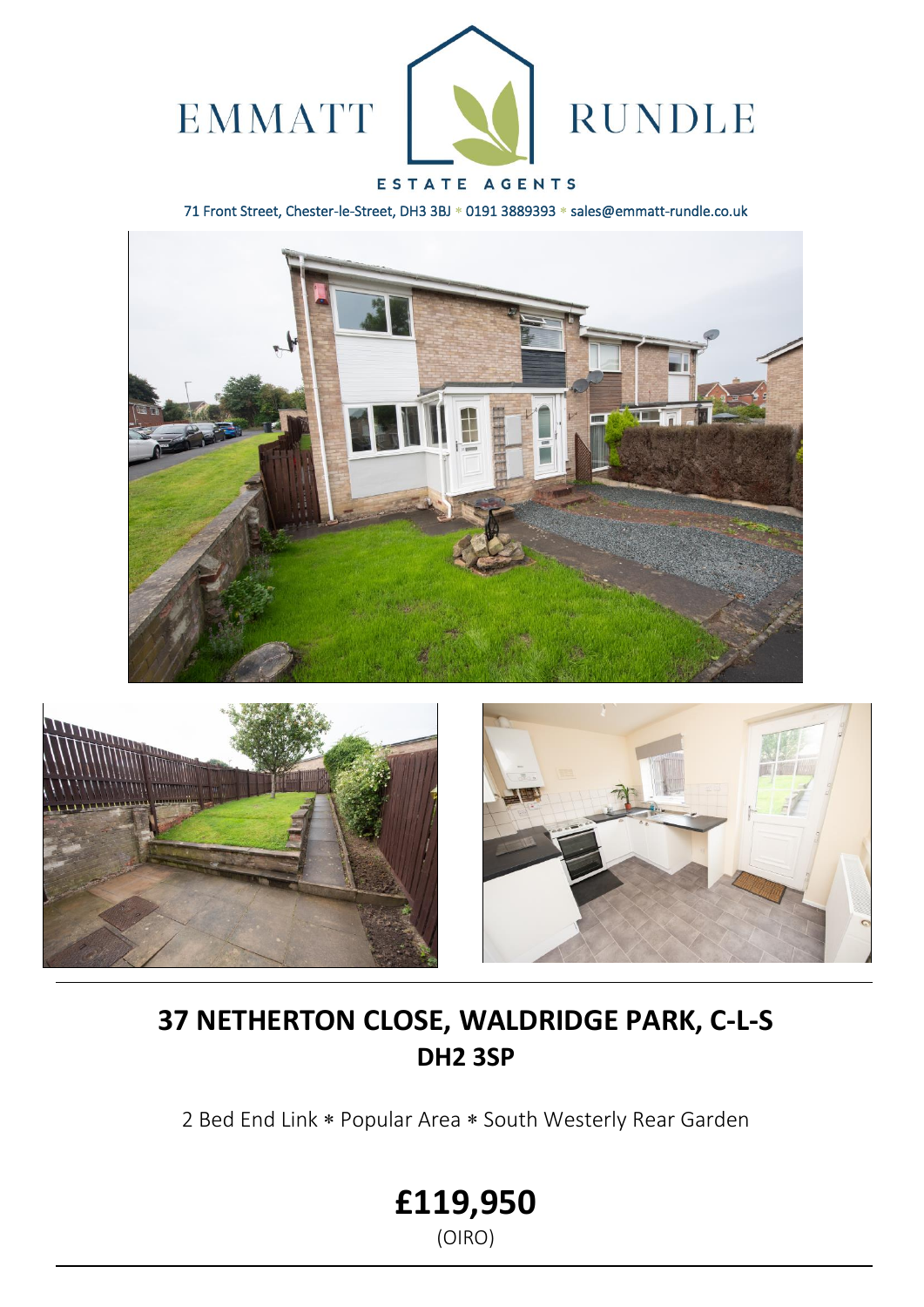EMMATT RUNDLE

ESTATE AGENTS

71 Front Street, Chester-le-Street, DH3 3BJ * 0191 3889393 * sales@emmatt-rundle.co.uk

# 37 NETHERTON CLOSE, WALDRIDGE PARK, C-L-S
## DH2 3SP

2 Bed End Link * Popular Area * South Westerly Rear Garden

# £119,950
(OIRO)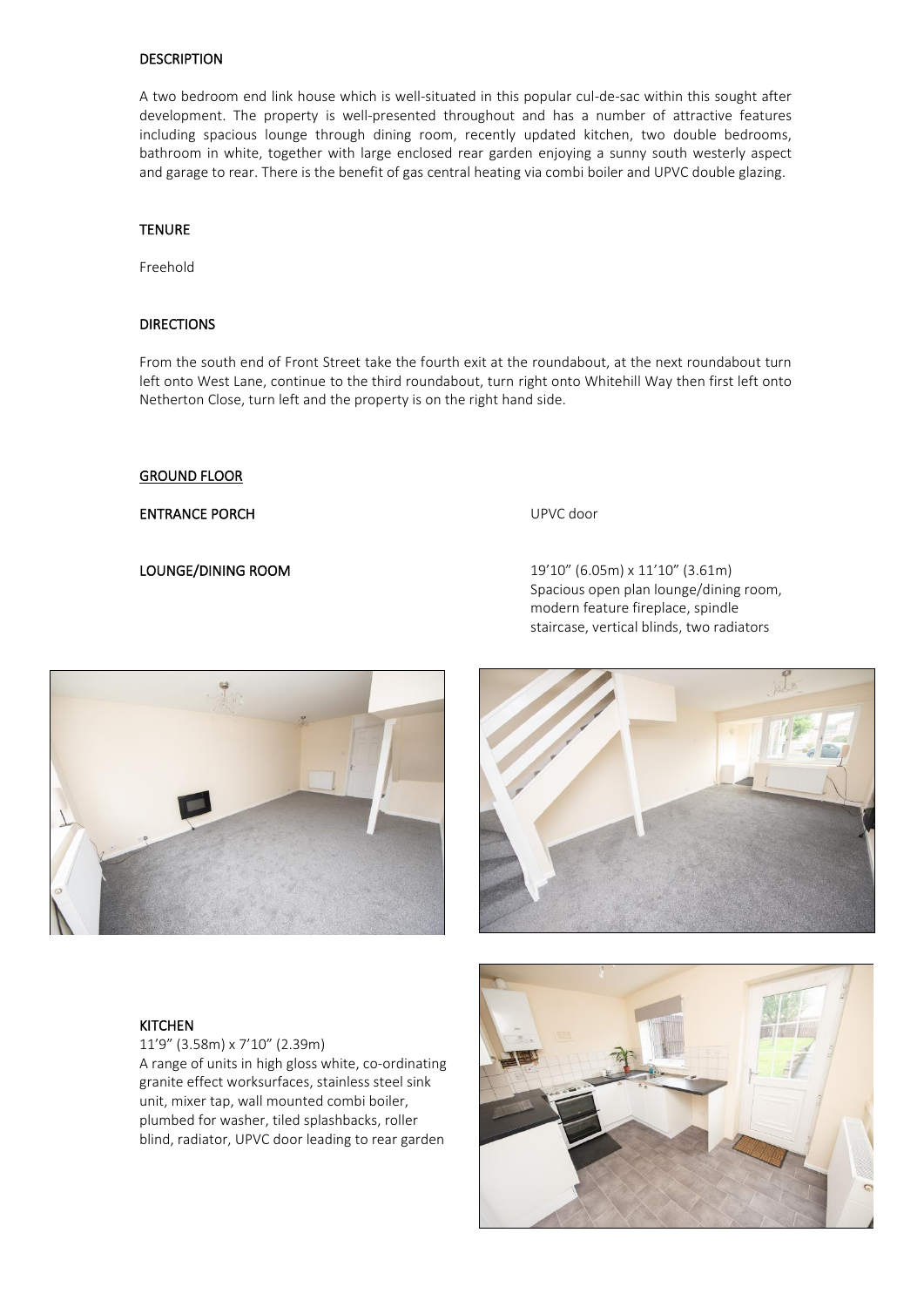## DESCRIPTION

A two bedroom end link house which is well-situated in this popular cul-de-sac within this sought after development. The property is well-presented throughout and has a number of attractive features including spacious lounge through dining room, recently updated kitchen, two double bedrooms, bathroom in white, together with large enclosed rear garden enjoying a sunny south westerly aspect and garage to rear. There is the benefit of gas central heating via combi boiler and UPVC double glazing.

## TENURE

Freehold

## DIRECTIONS

From the south end of Front Street take the fourth exit at the roundabout, at the next roundabout turn left onto West Lane, continue to the third roundabout, turn right onto Whitehill Way then first left onto Netherton Close, turn left and the property is on the right hand side.

## GROUND FLOOR

**ENTRANCE PORCH**

UPVC door

**LOUNGE/DINING ROOM**

19'10" (6.05m) x 11'10" (3.61m)
Spacious open plan lounge/dining room, modern feature fireplace, spindle staircase, vertical blinds, two radiators

**KITCHEN**

11'9" (3.58m) x 7'10" (2.39m)
A range of units in high gloss white, co-ordinating granite effect worksurfaces, stainless steel sink unit, mixer tap, wall mounted combi boiler, plumbed for washer, tiled splashbacks, roller blind, radiator, UPVC door leading to rear garden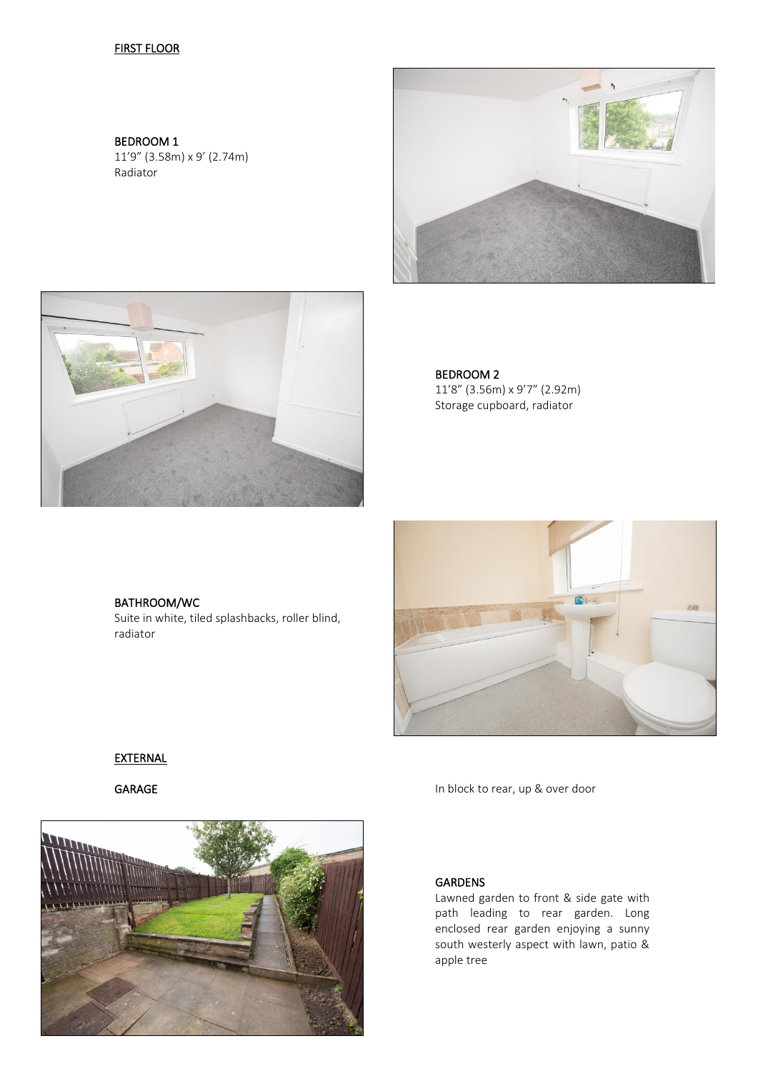## FIRST FLOOR

### BEDROOM 1

11'9" (3.58m) x 9' (2.74m)
Radiator

### BEDROOM 2

11'8" (3.56m) x 9'7" (2.92m)
Storage cupboard, radiator

### BATHROOM/WC

Suite in white, tiled splashbacks, roller blind, radiator

## EXTERNAL

### GARAGE

In block to rear, up & over door

### GARDENS

Lawned garden to front & side gate with path leading to rear garden. Long enclosed rear garden enjoying a sunny south westerly aspect with lawn, patio & apple tree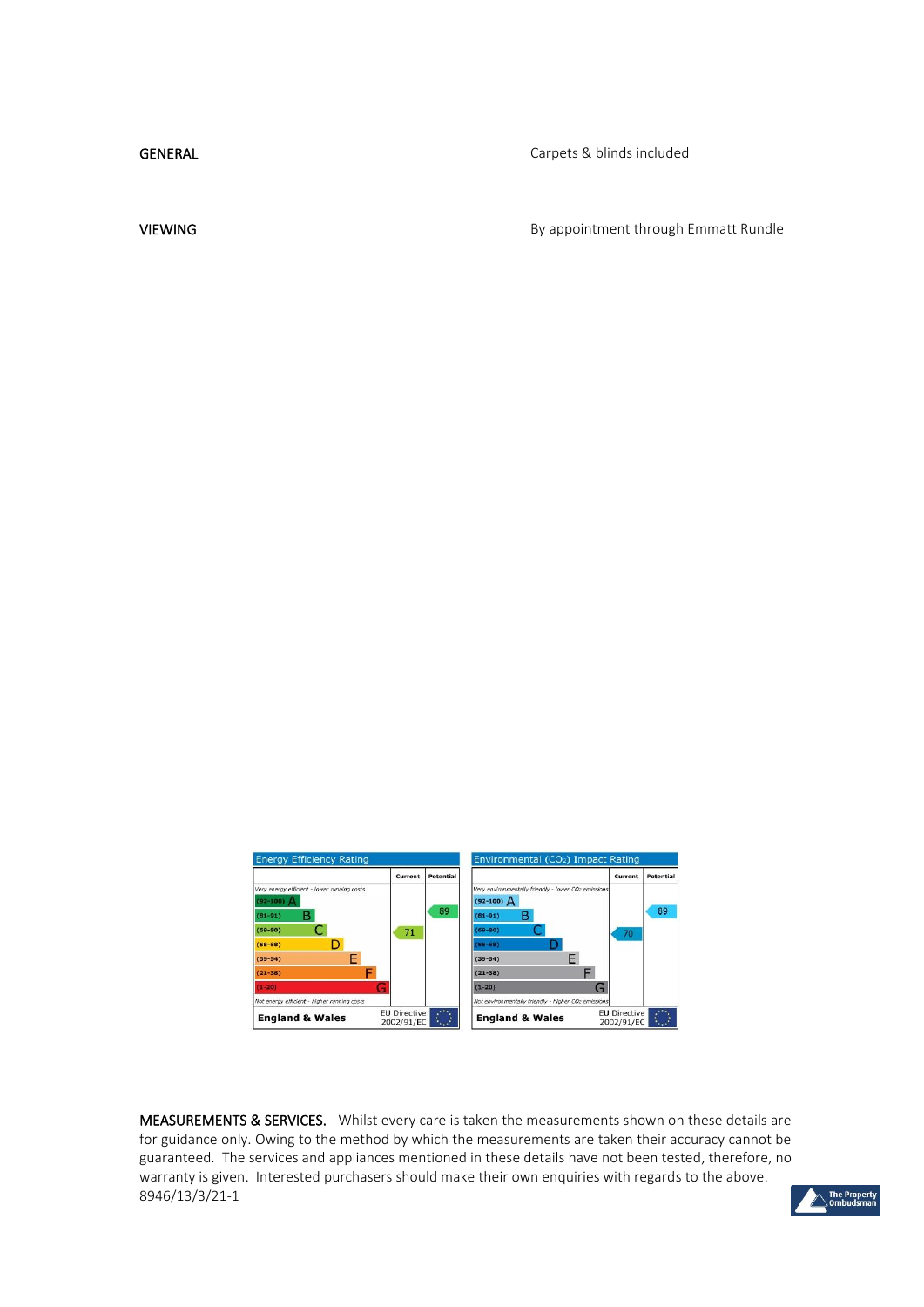**GENERAL** Carpets & blinds included

**VIEWING** By appointment through Emmatt Rundle

Energy Efficiency Rating

Current Potential

Very energy efficient - lower running costs

(92-100) A

(81-91) B

(69-80) C

(55-68) D

(39-54) E

(21-38) F

(1-20) G

Not energy efficient - higher running costs

71

89

England & Wales

EU Directive 2002/91/EC

Environmental ($CO_2$) Impact Rating

Current Potential

Very environmentally friendly - lower $CO_2$ emissions

(92-100) A

(81-91) B

(69-80) C

(55-68) D

(39-54) E

(21-38) F

(1-20) G

Not environmentally friendly - higher $CO_2$ emissions

70

89

England & Wales

EU Directive 2002/91/EC

**MEASUREMENTS & SERVICES.** Whilst every care is taken the measurements shown on these details are for guidance only. Owing to the method by which the measurements are taken their accuracy cannot be guaranteed. The services and appliances mentioned in these details have not been tested, therefore, no warranty is given. Interested purchasers should make their own enquiries with regards to the above.
8946/13/3/21-1

The Property Ombudsman